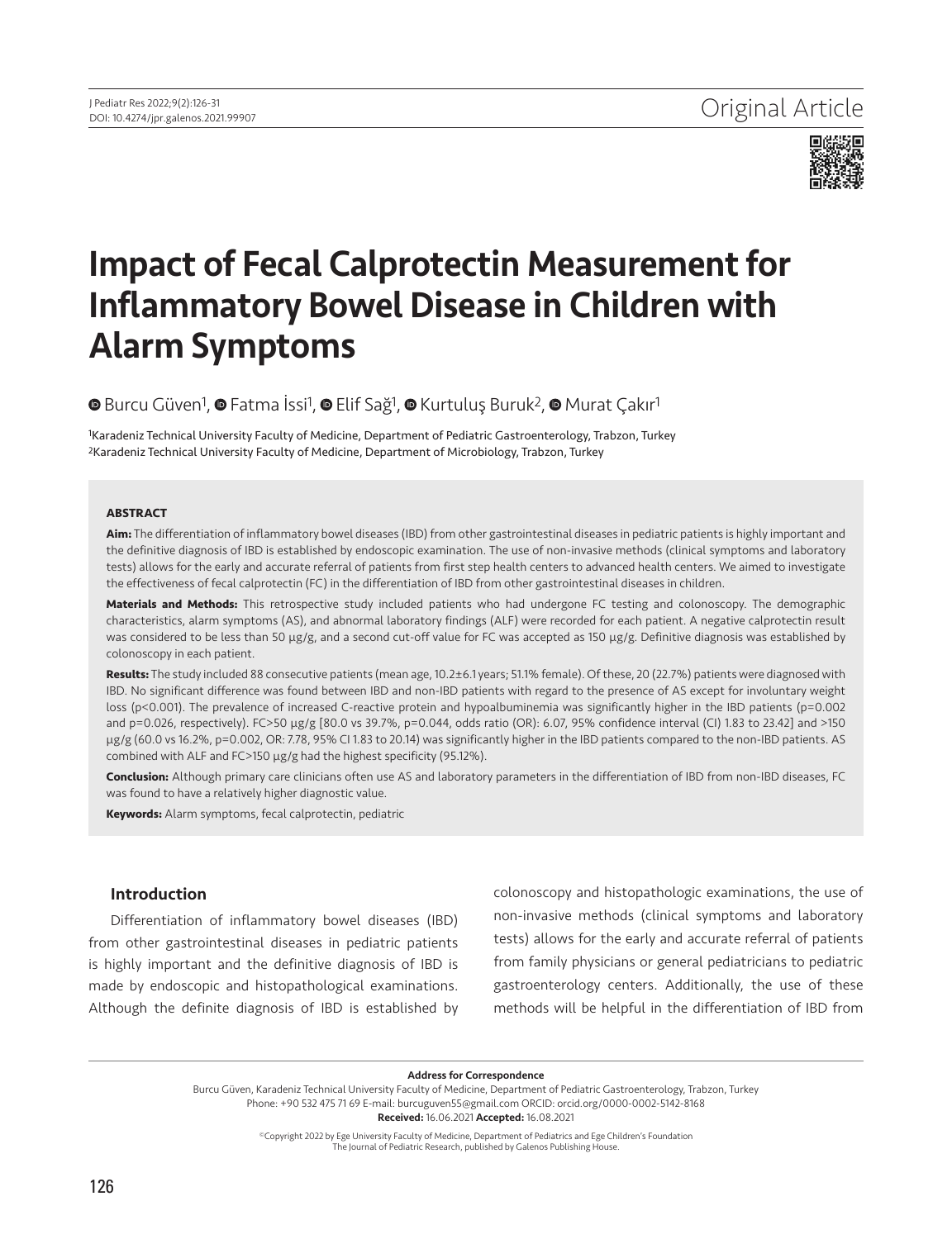Original Article

# Impact of Fecal Calprotectin Measurement for Inflammatory Bowel Disease in Children with Alarm Symptoms

Burcu Güven[1], Fatma İssi[1], Elif Sağ[1], Kurtuluş Buruk[2], Murat Çakır[1]

[1]Karadeniz Technical University Faculty of Medicine, Department of Pediatric Gastroenterology, Trabzon, Turkey
[2]Karadeniz Technical University Faculty of Medicine, Department of Microbiology, Trabzon, Turkey

## ABSTRACT

**Aim:** The differentiation of inflammatory bowel diseases (IBD) from other gastrointestinal diseases in pediatric patients is highly important and the definitive diagnosis of IBD is established by endoscopic examination. The use of non-invasive methods (clinical symptoms and laboratory tests) allows for the early and accurate referral of patients from first step health centers to advanced health centers. We aimed to investigate the effectiveness of fecal calprotectin (FC) in the differentiation of IBD from other gastrointestinal diseases in children.

**Materials and Methods:** This retrospective study included patients who had undergone FC testing and colonoscopy. The demographic characteristics, alarm symptoms (AS), and abnormal laboratory findings (ALF) were recorded for each patient. A negative calprotectin result was considered to be less than 50 µg/g, and a second cut-off value for FC was accepted as 150 µg/g. Definitive diagnosis was established by colonoscopy in each patient.

**Results:** The study included 88 consecutive patients (mean age, 10.2±6.1 years; 51.1% female). Of these, 20 (22.7%) patients were diagnosed with IBD. No significant difference was found between IBD and non-IBD patients with regard to the presence of AS except for involuntary weight loss ($p<0.001$). The prevalence of increased C-reactive protein and hypoalbuminemia was significantly higher in the IBD patients ($p=0.002$ and $p=0.026$, respectively). FC>50 µg/g [80.0 vs 39.7%, $p=0.044$, odds ratio (OR): 6.07, 95% confidence interval (CI) 1.83 to 23.42] and >150 µg/g (60.0 vs 16.2%, $p=0.002$, OR: 7.78, 95% CI 1.83 to 20.14) was significantly higher in the IBD patients compared to the non-IBD patients. AS combined with ALF and FC>150 µg/g had the highest specificity (95.12%).

**Conclusion:** Although primary care clinicians often use AS and laboratory parameters in the differentiation of IBD from non-IBD diseases, FC was found to have a relatively higher diagnostic value.

**Keywords:** Alarm symptoms, fecal calprotectin, pediatric

## Introduction

Differentiation of inflammatory bowel diseases (IBD) from other gastrointestinal diseases in pediatric patients is highly important and the definitive diagnosis of IBD is made by endoscopic and histopathological examinations. Although the definite diagnosis of IBD is established by colonoscopy and histopathologic examinations, the use of non-invasive methods (clinical symptoms and laboratory tests) allows for the early and accurate referral of patients from family physicians or general pediatricians to pediatric gastroenterology centers. Additionally, the use of these methods will be helpful in the differentiation of IBD from

**Address for Correspondence**
Burcu Güven, Karadeniz Technical University Faculty of Medicine, Department of Pediatric Gastroenterology, Trabzon, Turkey
Phone: +90 532 475 71 69 E-mail: burcuguven55@gmail.com ORCID: orcid.org/0000-0002-5142-8168
**Received:** 16.06.2021 **Accepted:** 16.08.2021

©Copyright 2022 by Ege University Faculty of Medicine, Department of Pediatrics and Ege Children's Foundation
The Journal of Pediatric Research, published by Galenos Publishing House.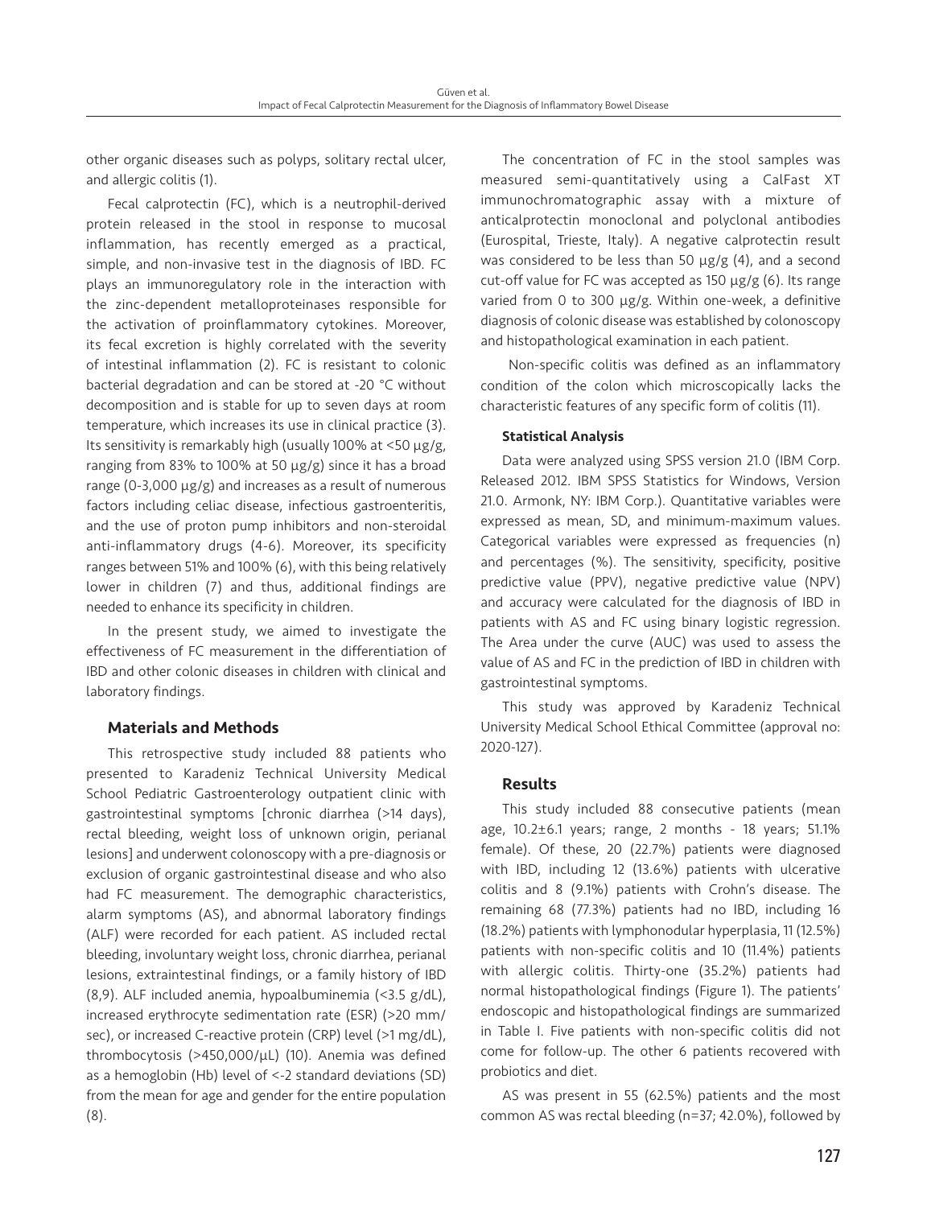other organic diseases such as polyps, solitary rectal ulcer, and allergic colitis (1).

Fecal calprotectin (FC), which is a neutrophil-derived protein released in the stool in response to mucosal inflammation, has recently emerged as a practical, simple, and non-invasive test in the diagnosis of IBD. FC plays an immunoregulatory role in the interaction with the zinc-dependent metalloproteinases responsible for the activation of proinflammatory cytokines. Moreover, its fecal excretion is highly correlated with the severity of intestinal inflammation (2). FC is resistant to colonic bacterial degradation and can be stored at -20 °C without decomposition and is stable for up to seven days at room temperature, which increases its use in clinical practice (3). Its sensitivity is remarkably high (usually 100% at <50 µg/g, ranging from 83% to 100% at 50 µg/g) since it has a broad range (0-3,000 µg/g) and increases as a result of numerous factors including celiac disease, infectious gastroenteritis, and the use of proton pump inhibitors and non-steroidal anti-inflammatory drugs (4-6). Moreover, its specificity ranges between 51% and 100% (6), with this being relatively lower in children (7) and thus, additional findings are needed to enhance its specificity in children.

In the present study, we aimed to investigate the effectiveness of FC measurement in the differentiation of IBD and other colonic diseases in children with clinical and laboratory findings.

## Materials and Methods

This retrospective study included 88 patients who presented to Karadeniz Technical University Medical School Pediatric Gastroenterology outpatient clinic with gastrointestinal symptoms [chronic diarrhea (>14 days), rectal bleeding, weight loss of unknown origin, perianal lesions] and underwent colonoscopy with a pre-diagnosis or exclusion of organic gastrointestinal disease and who also had FC measurement. The demographic characteristics, alarm symptoms (AS), and abnormal laboratory findings (ALF) were recorded for each patient. AS included rectal bleeding, involuntary weight loss, chronic diarrhea, perianal lesions, extraintestinal findings, or a family history of IBD (8,9). ALF included anemia, hypoalbuminemia (<3.5 g/dL), increased erythrocyte sedimentation rate (ESR) (>20 mm/sec), or increased C-reactive protein (CRP) level (>1 mg/dL), thrombocytosis (>450,000/µL) (10). Anemia was defined as a hemoglobin (Hb) level of <-2 standard deviations (SD) from the mean for age and gender for the entire population (8).

The concentration of FC in the stool samples was measured semi-quantitatively using a CalFast XT immunochromatographic assay with a mixture of anticalprotectin monoclonal and polyclonal antibodies (Eurospital, Trieste, Italy). A negative calprotectin result was considered to be less than 50 µg/g (4), and a second cut-off value for FC was accepted as 150 µg/g (6). Its range varied from 0 to 300 µg/g. Within one-week, a definitive diagnosis of colonic disease was established by colonoscopy and histopathological examination in each patient.

Non-specific colitis was defined as an inflammatory condition of the colon which microscopically lacks the characteristic features of any specific form of colitis (11).

### Statistical Analysis

Data were analyzed using SPSS version 21.0 (IBM Corp. Released 2012. IBM SPSS Statistics for Windows, Version 21.0. Armonk, NY: IBM Corp.). Quantitative variables were expressed as mean, SD, and minimum-maximum values. Categorical variables were expressed as frequencies (n) and percentages (%). The sensitivity, specificity, positive predictive value (PPV), negative predictive value (NPV) and accuracy were calculated for the diagnosis of IBD in patients with AS and FC using binary logistic regression. The Area under the curve (AUC) was used to assess the value of AS and FC in the prediction of IBD in children with gastrointestinal symptoms.

This study was approved by Karadeniz Technical University Medical School Ethical Committee (approval no: 2020-127).

## Results

This study included 88 consecutive patients (mean age, 10.2±6.1 years; range, 2 months - 18 years; 51.1% female). Of these, 20 (22.7%) patients were diagnosed with IBD, including 12 (13.6%) patients with ulcerative colitis and 8 (9.1%) patients with Crohn's disease. The remaining 68 (77.3%) patients had no IBD, including 16 (18.2%) patients with lymphonodular hyperplasia, 11 (12.5%) patients with non-specific colitis and 10 (11.4%) patients with allergic colitis. Thirty-one (35.2%) patients had normal histopathological findings (Figure 1). The patients' endoscopic and histopathological findings are summarized in Table I. Five patients with non-specific colitis did not come for follow-up. The other 6 patients recovered with probiotics and diet.

AS was present in 55 (62.5%) patients and the most common AS was rectal bleeding (n=37; 42.0%), followed by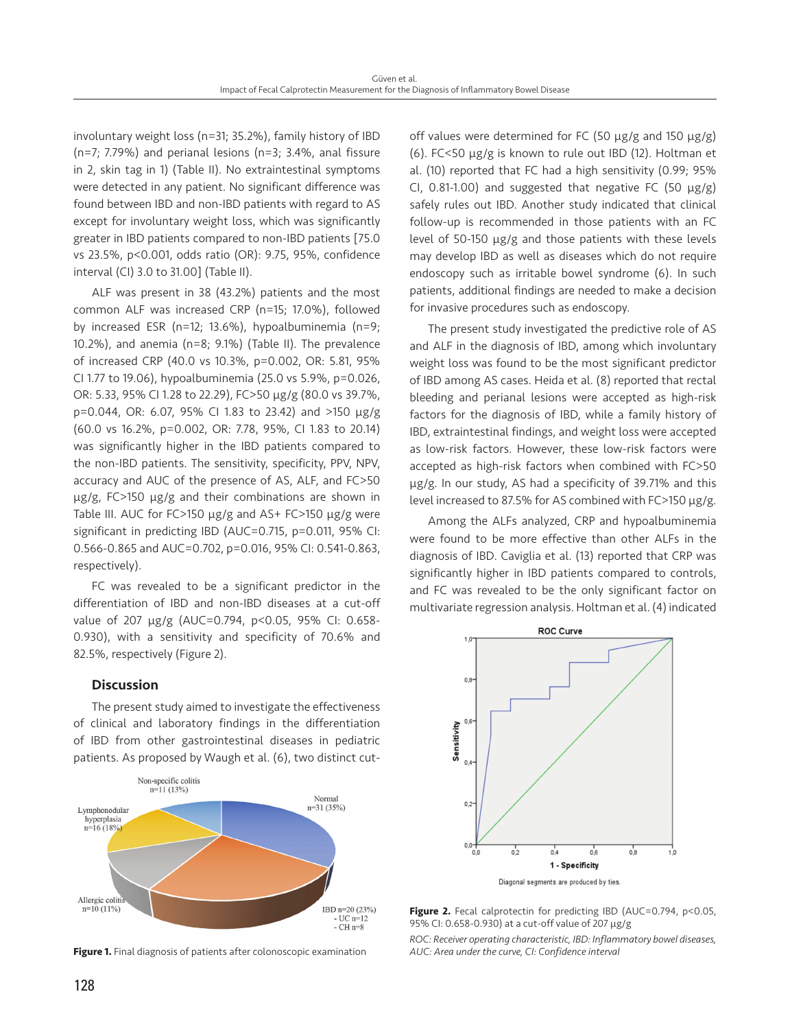involuntary weight loss (n=31; 35.2%), family history of IBD (n=7; 7.79%) and perianal lesions (n=3; 3.4%, anal fissure in 2, skin tag in 1) (Table II). No extraintestinal symptoms were detected in any patient. No significant difference was found between IBD and non-IBD patients with regard to AS except for involuntary weight loss, which was significantly greater in IBD patients compared to non-IBD patients [75.0 vs 23.5%, p<0.001, odds ratio (OR): 9.75, 95%, confidence interval (CI) 3.0 to 31.00] (Table II).

ALF was present in 38 (43.2%) patients and the most common ALF was increased CRP (n=15; 17.0%), followed by increased ESR (n=12; 13.6%), hypoalbuminemia (n=9; 10.2%), and anemia (n=8; 9.1%) (Table II). The prevalence of increased CRP (40.0 vs 10.3%, p=0.002, OR: 5.81, 95% CI 1.77 to 19.06), hypoalbuminemia (25.0 vs 5.9%, p=0.026, OR: 5.33, 95% CI 1.28 to 22.29), FC>50 μg/g (80.0 vs 39.7%, p=0.044, OR: 6.07, 95% CI 1.83 to 23.42) and >150 μg/g (60.0 vs 16.2%, p=0.002, OR: 7.78, 95%, CI 1.83 to 20.14) was significantly higher in the IBD patients compared to the non-IBD patients. The sensitivity, specificity, PPV, NPV, accuracy and AUC of the presence of AS, ALF, and FC>50 μg/g, FC>150 μg/g and their combinations are shown in Table III. AUC for FC>150 μg/g and AS+ FC>150 μg/g were significant in predicting IBD (AUC=0.715, p=0.011, 95% CI: 0.566-0.865 and AUC=0.702, p=0.016, 95% CI: 0.541-0.863, respectively).

FC was revealed to be a significant predictor in the differentiation of IBD and non-IBD diseases at a cut-off value of 207 μg/g (AUC=0.794, p<0.05, 95% CI: 0.658-0.930), with a sensitivity and specificity of 70.6% and 82.5%, respectively (Figure 2).

## Discussion

The present study aimed to investigate the effectiveness of clinical and laboratory findings in the differentiation of IBD from other gastrointestinal diseases in pediatric patients. As proposed by Waugh et al. (6), two distinct cut-off values were determined for FC (50 μg/g and 150 μg/g) (6). FC<50 μg/g is known to rule out IBD (12). Holtman et al. (10) reported that FC had a high sensitivity (0.99; 95% CI, 0.81-1.00) and suggested that negative FC (50 μg/g) safely rules out IBD. Another study indicated that clinical follow-up is recommended in those patients with an FC level of 50-150 μg/g and those patients with these levels may develop IBD as well as diseases which do not require endoscopy such as irritable bowel syndrome (6). In such patients, additional findings are needed to make a decision for invasive procedures such as endoscopy.

The present study investigated the predictive role of AS and ALF in the diagnosis of IBD, among which involuntary weight loss was found to be the most significant predictor of IBD among AS cases. Heida et al. (8) reported that rectal bleeding and perianal lesions were accepted as high-risk factors for the diagnosis of IBD, while a family history of IBD, extraintestinal findings, and weight loss were accepted as low-risk factors. However, these low-risk factors were accepted as high-risk factors when combined with FC>50 μg/g. In our study, AS had a specificity of 39.71% and this level increased to 87.5% for AS combined with FC>150 μg/g.

Among the ALFs analyzed, CRP and hypoalbuminemia were found to be more effective than other ALFs in the diagnosis of IBD. Caviglia et al. (13) reported that CRP was significantly higher in IBD patients compared to controls, and FC was revealed to be the only significant factor on multivariate regression analysis. Holtman et al. (4) indicated

**Figure 1.** Final diagnosis of patients after colonoscopic examination

**Figure 2.** Fecal calprotectin for predicting IBD (AUC=0.794, p<0.05, 95% CI: 0.658-0.930) at a cut-off value of 207 μg/g

*ROC: Receiver operating characteristic, IBD: Inflammatory bowel diseases, AUC: Area under the curve, CI: Confidence interval*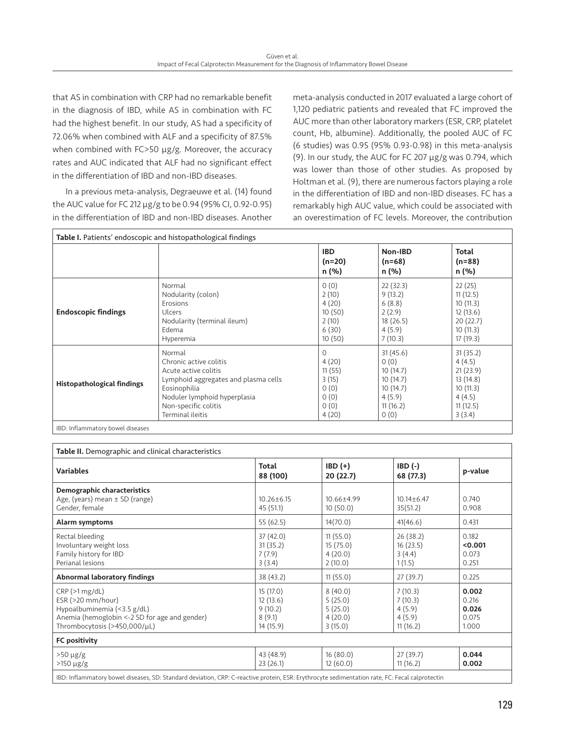that AS in combination with CRP had no remarkable benefit in the diagnosis of IBD, while AS in combination with FC had the highest benefit. In our study, AS had a specificity of 72.06% when combined with ALF and a specificity of 87.5% when combined with FC>50 µg/g. Moreover, the accuracy rates and AUC indicated that ALF had no significant effect in the differentiation of IBD and non-IBD diseases.

In a previous meta-analysis, Degraeuwe et al. (14) found the AUC value for FC 212 µg/g to be 0.94 (95% CI, 0.92-0.95) in the differentiation of IBD and non-IBD diseases. Another meta-analysis conducted in 2017 evaluated a large cohort of 1,120 pediatric patients and revealed that FC improved the AUC more than other laboratory markers (ESR, CRP, platelet count, Hb, albumine). Additionally, the pooled AUC of FC (6 studies) was 0.95 (95% 0.93-0.98) in this meta-analysis (9). In our study, the AUC for FC 207 µg/g was 0.794, which was lower than those of other studies. As proposed by Holtman et al. (9), there are numerous factors playing a role in the differentiation of IBD and non-IBD diseases. FC has a remarkably high AUC value, which could be associated with an overestimation of FC levels. Moreover, the contribution

**Table I.** Patients' endoscopic and histopathological findings

| | | IBD (n=20) n (%) | Non-IBD (n=68) n (%) | Total (n=88) n (%) |
|---|---|---|---|---|
| **Endoscopic findings** | Normal | 0 (0) | 22 (32.3) | 22 (25) |
| | Nodularity (colon) | 2 (10) | 9 (13.2) | 11 (12.5) |
| | Erosions | 4 (20) | 6 (8.8) | 10 (11.3) |
| | Ulcers | 10 (50) | 2 (2.9) | 12 (13.6) |
| | Nodularity (terminal ileum) | 2 (10) | 18 (26.5) | 20 (22.7) |
| | Edema | 6 (30) | 4 (5.9) | 10 (11.3) |
| | Hyperemia | 10 (50) | 7 (10.3) | 17 (19.3) |
| **Histopathological findings** | Normal | 0 | 31 (45.6) | 31 (35.2) |
| | Chronic active colitis | 4 (20) | 0 (0) | 4 (4.5) |
| | Acute active colitis | 11 (55) | 10 (14.7) | 21 (23.9) |
| | Lymphoid aggregates and plasma cells | 3 (15) | 10 (14.7) | 13 (14.8) |
| | Eosinophilia | 0 (0) | 10 (14.7) | 10 (11.3) |
| | Noduler lymphoid hyperplasia | 0 (0) | 4 (5.9) | 4 (4.5) |
| | Non-specific colitis | 0 (0) | 11 (16.2) | 11 (12.5) |
| | Terminal ileitis | 4 (20) | 0 (0) | 3 (3.4) |

IBD: Inflammatory bowel diseases

**Table II.** Demographic and clinical characteristics

| Variables | Total 88 (100) | IBD (+) 20 (22.7) | IBD (-) 68 (77.3) | p-value |
|---|---|---|---|---|
| **Demographic characteristics** | | | | |
| Age, (years) mean ± SD (range) | 10.26±6.15 | 10.66±4.99 | 10.14±6.47 | 0.740 |
| Gender, female | 45 (51.1) | 10 (50.0) | 35(51.2) | 0.908 |
| **Alarm symptoms** | 55 (62.5) | 14(70.0) | 41(46.6) | 0.431 |
| Rectal bleeding | 37 (42.0) | 11 (55.0) | 26 (38.2) | 0.182 |
| Involuntary weight loss | 31 (35.2) | 15 (75.0) | 16 (23.5) | **<0.001** |
| Family history for IBD | 7 (7.9) | 4 (20.0) | 3 (4.4) | 0.073 |
| Perianal lesions | 3 (3.4) | 2 (10.0) | 1 (1.5) | 0.251 |
| **Abnormal laboratory findings** | 38 (43.2) | 11 (55.0) | 27 (39.7) | 0.225 |
| CRP (>1 mg/dL) | 15 (17.0) | 8 (40.0) | 7 (10.3) | **0.002** |
| ESR (>20 mm/hour) | 12 (13.6) | 5 (25.0) | 7 (10.3) | 0.216 |
| Hypoalbuminemia (<3.5 g/dL) | 9 (10.2) | 5 (25.0) | 4 (5.9) | **0.026** |
| Anemia (hemoglobin <-2 SD for age and gender) | 8 (9.1) | 4 (20.0) | 4 (5.9) | 0.075 |
| Thrombocytosis (>450,000/µL) | 14 (15.9) | 3 (15.0) | 11 (16.2) | 1.000 |
| **FC positivity** | | | | |
| >50 µg/g | 43 (48.9) | 16 (80.0) | 27 (39.7) | **0.044** |
| >150 µg/g | 23 (26.1) | 12 (60.0) | 11 (16.2) | **0.002** |

IBD: Inflammatory bowel diseases, SD: Standard deviation, CRP: C-reactive protein, ESR: Erythrocyte sedimentation rate, FC: Fecal calprotectin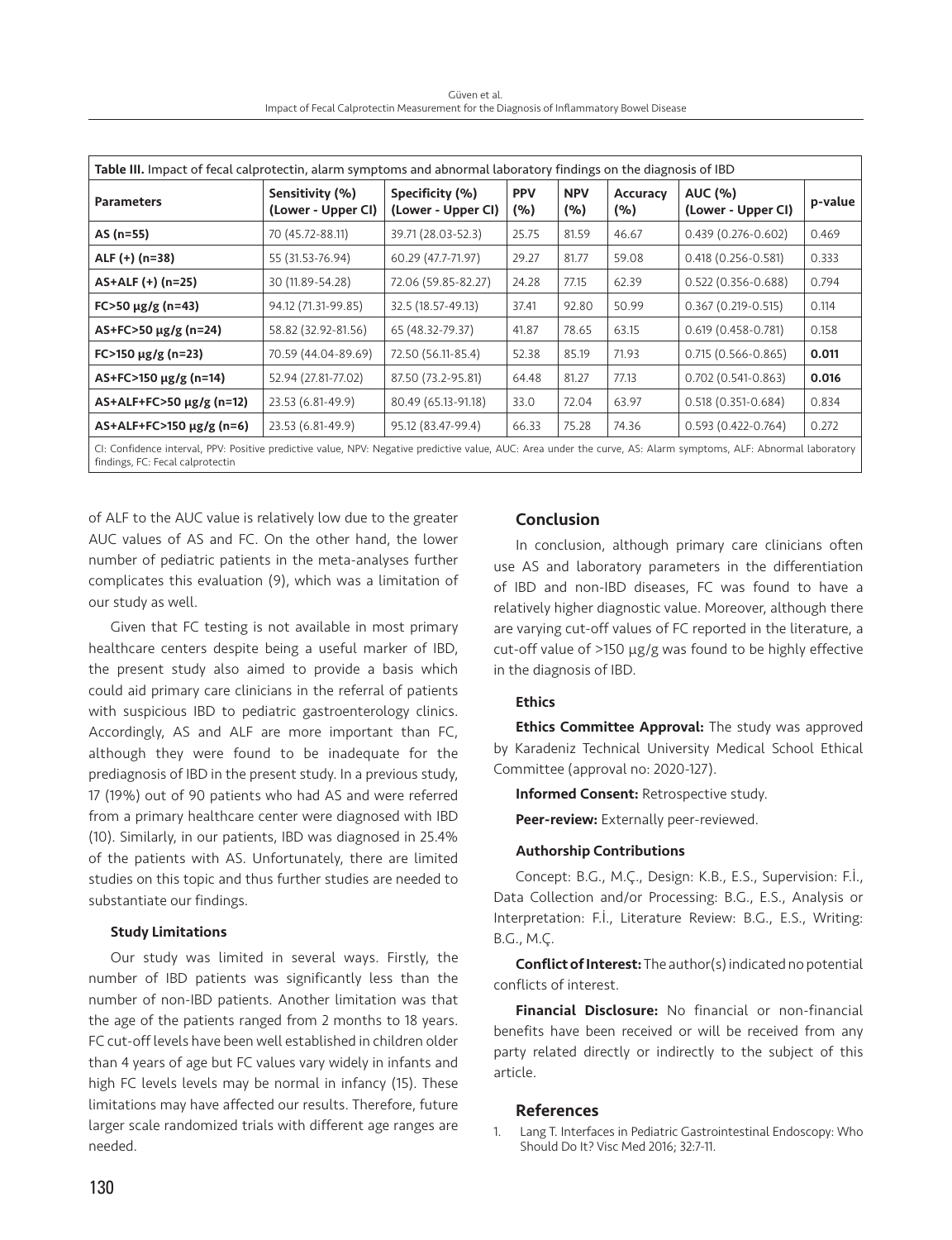**Table III.** Impact of fecal calprotectin, alarm symptoms and abnormal laboratory findings on the diagnosis of IBD

| Parameters | Sensitivity (%) (Lower - Upper CI) | Specificity (%) (Lower - Upper CI) | PPV (%) | NPV (%) | Accuracy (%) | AUC (%) (Lower - Upper CI) | p-value |
|---|---|---|---|---|---|---|---|
| **AS (n=55)** | 70 (45.72-88.11) | 39.71 (28.03-52.3) | 25.75 | 81.59 | 46.67 | 0.439 (0.276-0.602) | 0.469 |
| **ALF (+) (n=38)** | 55 (31.53-76.94) | 60.29 (47.7-71.97) | 29.27 | 81.77 | 59.08 | 0.418 (0.256-0.581) | 0.333 |
| **AS+ALF (+) (n=25)** | 30 (11.89-54.28) | 72.06 (59.85-82.27) | 24.28 | 77.15 | 62.39 | 0.522 (0.356-0.688) | 0.794 |
| **FC>50 μg/g (n=43)** | 94.12 (71.31-99.85) | 32.5 (18.57-49.13) | 37.41 | 92.80 | 50.99 | 0.367 (0.219-0.515) | 0.114 |
| **AS+FC>50 μg/g (n=24)** | 58.82 (32.92-81.56) | 65 (48.32-79.37) | 41.87 | 78.65 | 63.15 | 0.619 (0.458-0.781) | 0.158 |
| **FC>150 μg/g (n=23)** | 70.59 (44.04-89.69) | 72.50 (56.11-85.4) | 52.38 | 85.19 | 71.93 | 0.715 (0.566-0.865) | **0.011** |
| **AS+FC>150 μg/g (n=14)** | 52.94 (27.81-77.02) | 87.50 (73.2-95.81) | 64.48 | 81.27 | 77.13 | 0.702 (0.541-0.863) | **0.016** |
| **AS+ALF+FC>50 μg/g (n=12)** | 23.53 (6.81-49.9) | 80.49 (65.13-91.18) | 33.0 | 72.04 | 63.97 | 0.518 (0.351-0.684) | 0.834 |
| **AS+ALF+FC>150 μg/g (n=6)** | 23.53 (6.81-49.9) | 95.12 (83.47-99.4) | 66.33 | 75.28 | 74.36 | 0.593 (0.422-0.764) | 0.272 |

CI: Confidence interval, PPV: Positive predictive value, NPV: Negative predictive value, AUC: Area under the curve, AS: Alarm symptoms, ALF: Abnormal laboratory findings, FC: Fecal calprotectin

of ALF to the AUC value is relatively low due to the greater AUC values of AS and FC. On the other hand, the lower number of pediatric patients in the meta-analyses further complicates this evaluation (9), which was a limitation of our study as well.

Given that FC testing is not available in most primary healthcare centers despite being a useful marker of IBD, the present study also aimed to provide a basis which could aid primary care clinicians in the referral of patients with suspicious IBD to pediatric gastroenterology clinics. Accordingly, AS and ALF are more important than FC, although they were found to be inadequate for the prediagnosis of IBD in the present study. In a previous study, 17 (19%) out of 90 patients who had AS and were referred from a primary healthcare center were diagnosed with IBD (10). Similarly, in our patients, IBD was diagnosed in 25.4% of the patients with AS. Unfortunately, there are limited studies on this topic and thus further studies are needed to substantiate our findings.

#### Study Limitations

Our study was limited in several ways. Firstly, the number of IBD patients was significantly less than the number of non-IBD patients. Another limitation was that the age of the patients ranged from 2 months to 18 years. FC cut-off levels have been well established in children older than 4 years of age but FC values vary widely in infants and high FC levels levels may be normal in infancy (15). These limitations may have affected our results. Therefore, future larger scale randomized trials with different age ranges are needed.

## Conclusion

In conclusion, although primary care clinicians often use AS and laboratory parameters in the differentiation of IBD and non-IBD diseases, FC was found to have a relatively higher diagnostic value. Moreover, although there are varying cut-off values of FC reported in the literature, a cut-off value of >150 μg/g was found to be highly effective in the diagnosis of IBD.

#### Ethics

**Ethics Committee Approval:** The study was approved by Karadeniz Technical University Medical School Ethical Committee (approval no: 2020-127).

**Informed Consent:** Retrospective study.

**Peer-review:** Externally peer-reviewed.

#### Authorship Contributions

Concept: B.G., M.Ç., Design: K.B., E.S., Supervision: F.İ., Data Collection and/or Processing: B.G., E.S., Analysis or Interpretation: F.İ., Literature Review: B.G., E.S., Writing: B.G., M.Ç.

**Conflict of Interest:** The author(s) indicated no potential conflicts of interest.

**Financial Disclosure:** No financial or non-financial benefits have been received or will be received from any party related directly or indirectly to the subject of this article.

## References

1. Lang T. Interfaces in Pediatric Gastrointestinal Endoscopy: Who Should Do It? Visc Med 2016; 32:7-11.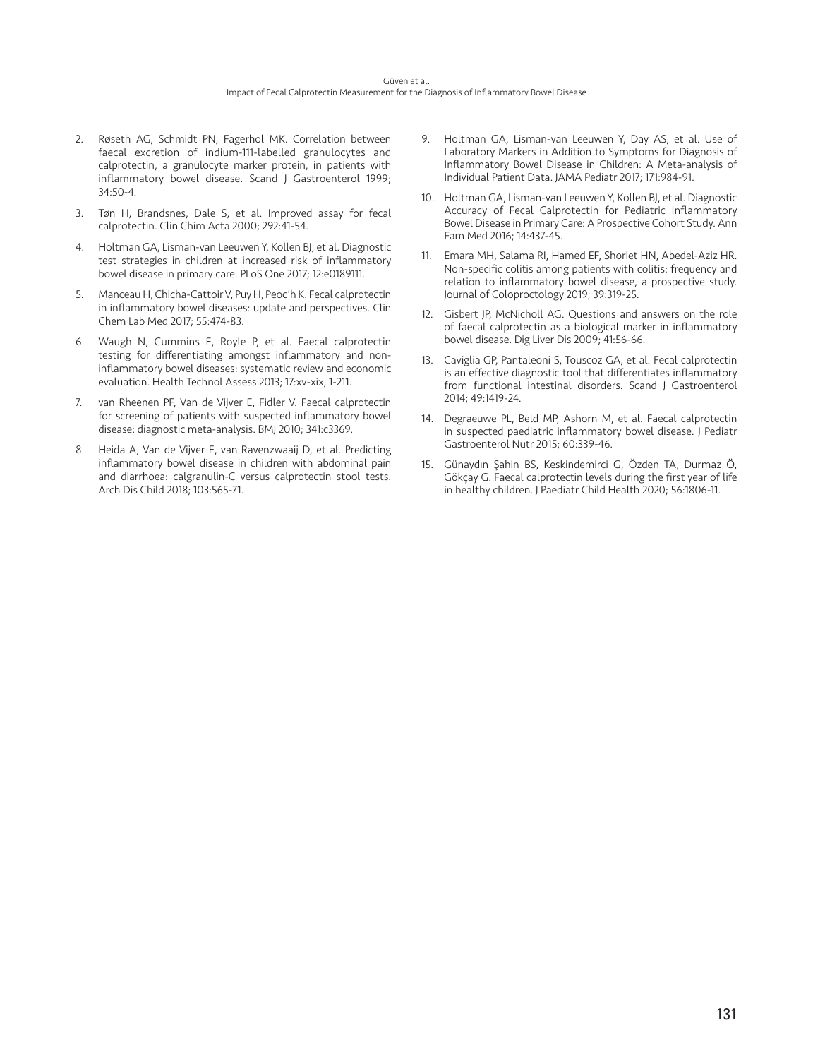2. Røseth AG, Schmidt PN, Fagerhol MK. Correlation between faecal excretion of indium-111-labelled granulocytes and calprotectin, a granulocyte marker protein, in patients with inflammatory bowel disease. Scand J Gastroenterol 1999; 34:50-4.

3. Tøn H, Brandsnes, Dale S, et al. Improved assay for fecal calprotectin. Clin Chim Acta 2000; 292:41-54.

4. Holtman GA, Lisman-van Leeuwen Y, Kollen BJ, et al. Diagnostic test strategies in children at increased risk of inflammatory bowel disease in primary care. PLoS One 2017; 12:e0189111.

5. Manceau H, Chicha-Cattoir V, Puy H, Peoc'h K. Fecal calprotectin in inflammatory bowel diseases: update and perspectives. Clin Chem Lab Med 2017; 55:474-83.

6. Waugh N, Cummins E, Royle P, et al. Faecal calprotectin testing for differentiating amongst inflammatory and non-inflammatory bowel diseases: systematic review and economic evaluation. Health Technol Assess 2013; 17:xv-xix, 1-211.

7. van Rheenen PF, Van de Vijver E, Fidler V. Faecal calprotectin for screening of patients with suspected inflammatory bowel disease: diagnostic meta-analysis. BMJ 2010; 341:c3369.

8. Heida A, Van de Vijver E, van Ravenzwaaij D, et al. Predicting inflammatory bowel disease in children with abdominal pain and diarrhoea: calgranulin-C versus calprotectin stool tests. Arch Dis Child 2018; 103:565-71.

9. Holtman GA, Lisman-van Leeuwen Y, Day AS, et al. Use of Laboratory Markers in Addition to Symptoms for Diagnosis of Inflammatory Bowel Disease in Children: A Meta-analysis of Individual Patient Data. JAMA Pediatr 2017; 171:984-91.

10. Holtman GA, Lisman-van Leeuwen Y, Kollen BJ, et al. Diagnostic Accuracy of Fecal Calprotectin for Pediatric Inflammatory Bowel Disease in Primary Care: A Prospective Cohort Study. Ann Fam Med 2016; 14:437-45.

11. Emara MH, Salama RI, Hamed EF, Shoriet HN, Abedel-Aziz HR. Non-specific colitis among patients with colitis: frequency and relation to inflammatory bowel disease, a prospective study. Journal of Coloproctology 2019; 39:319-25.

12. Gisbert JP, McNicholl AG. Questions and answers on the role of faecal calprotectin as a biological marker in inflammatory bowel disease. Dig Liver Dis 2009; 41:56-66.

13. Caviglia GP, Pantaleoni S, Touscoz GA, et al. Fecal calprotectin is an effective diagnostic tool that differentiates inflammatory from functional intestinal disorders. Scand J Gastroenterol 2014; 49:1419-24.

14. Degraeuwe PL, Beld MP, Ashorn M, et al. Faecal calprotectin in suspected paediatric inflammatory bowel disease. J Pediatr Gastroenterol Nutr 2015; 60:339-46.

15. Günaydın Şahin BS, Keskindemirci G, Özden TA, Durmaz Ö, Gökçay G. Faecal calprotectin levels during the first year of life in healthy children. J Paediatr Child Health 2020; 56:1806-11.